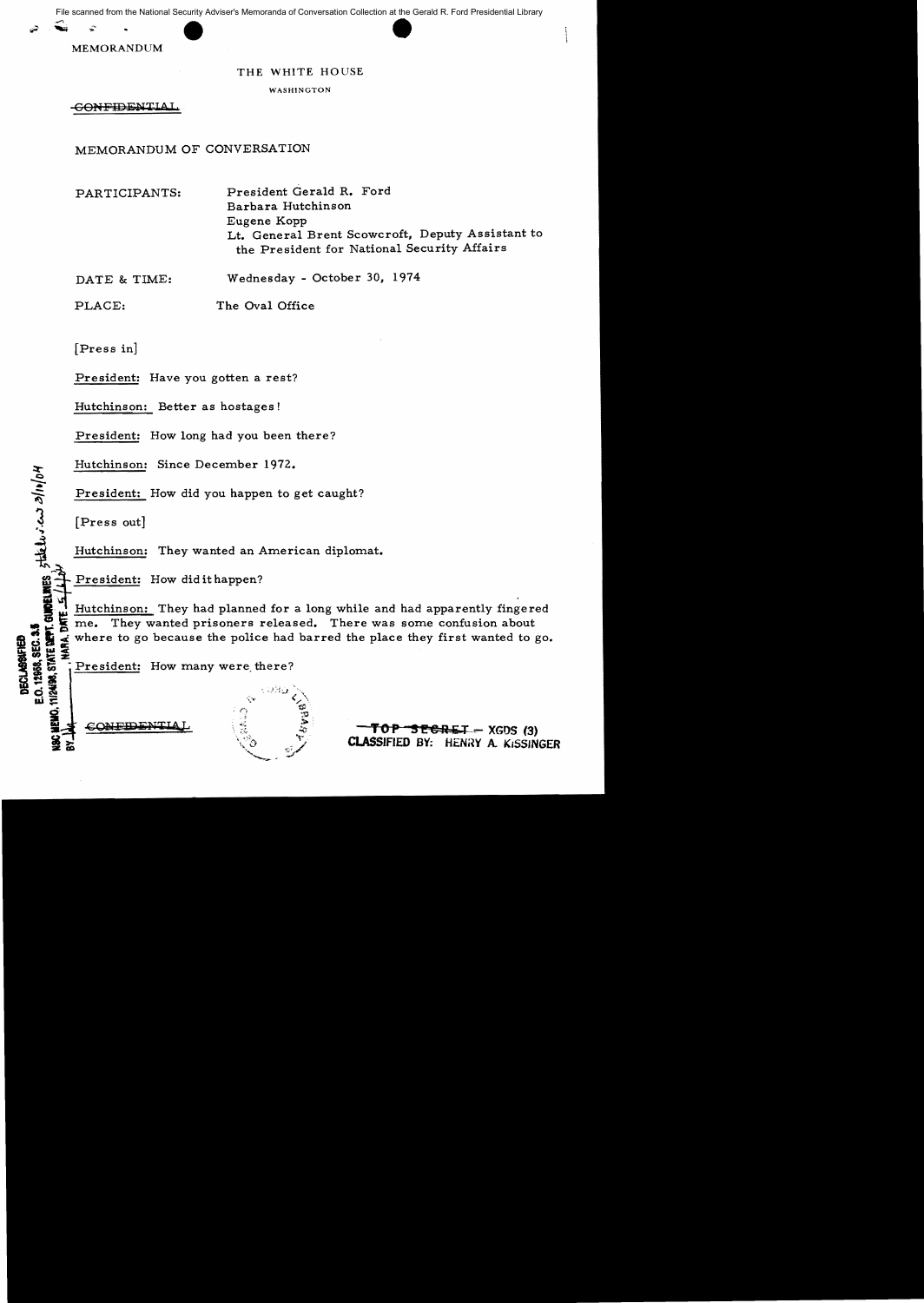File scanned from the National Security Adviser's Memoranda of Conversation Collection at the Gerald R. Ford Presidential Library

MEMORANDUM

THE WHITE HOUSE

WASHINGTON

~~CONFIDENTIAL~~

MEMORANDUM OF CONVERSATION

PARTICIPANTS: President Gerald R. Ford
Barbara Hutchinson
Eugene Kopp
Lt. General Brent Scowcroft, Deputy Assistant to the President for National Security Affairs

DATE & TIME: Wednesday - October 30, 1974

PLACE: The Oval Office

[Press in]

President: Have you gotten a rest?

Hutchinson: Better as hostages!

President: How long had you been there?

Hutchinson: Since December 1972.

President: How did you happen to get caught?

[Press out]

Hutchinson: They wanted an American diplomat.

President: How did it happen?

Hutchinson: They had planned for a long while and had apparently fingered me. They wanted prisoners released. There was some confusion about where to go because the police had barred the place they first wanted to go.

President: How many were there?

DECLASSIFIED
E.O. 12958, SEC. 3.5
NSC MEMO, 11/24/98, STATE DEPT. GUIDELINES State review 3/10/04
BY [illegible], NARA, DATE 5/1/04

~~CONFIDENTIAL~~

~~TOP SECRET~~ – XGDS (3)
CLASSIFIED BY: HENRY A. KISSINGER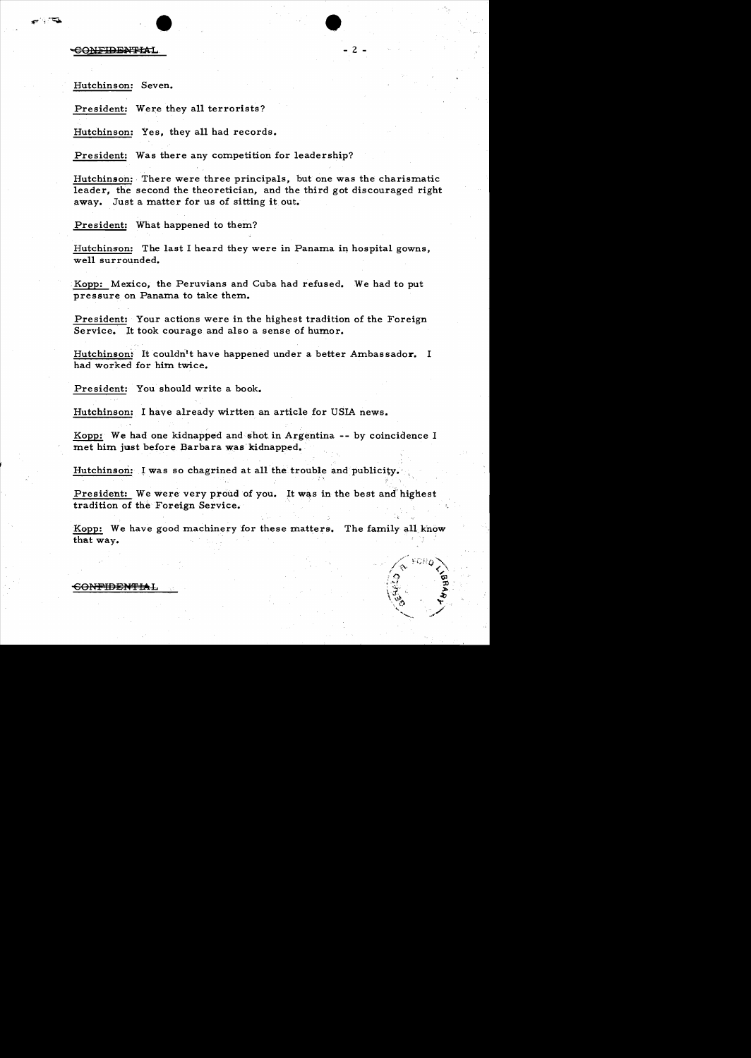CONFIDENTIAL

Hutchinson: Seven.

President: Were they all terrorists?

Hutchinson: Yes, they all had records.

President: Was there any competition for leadership?

Hutchinson: There were three principals, but one was the charismatic leader, the second the theoretician, and the third got discouraged right away. Just a matter for us of sitting it out.

President: What happened to them?

Hutchinson: The last I heard they were in Panama in hospital gowns, well surrounded.

Kopp: Mexico, the Peruvians and Cuba had refused. We had to put pressure on Panama to take them.

President: Your actions were in the highest tradition of the Foreign Service. It took courage and also a sense of humor.

Hutchinson: It couldn't have happened under a better Ambassador. I had worked for him twice.

President: You should write a book.

Hutchinson: I have already wirtten an article for USIA news.

Kopp: We had one kidnapped and shot in Argentina -- by coincidence I met him just before Barbara was kidnapped.

Hutchinson: I was so chagrined at all the trouble and publicity.

President: We were very proud of you. It was in the best and highest tradition of the Foreign Service.

Kopp: We have good machinery for these matters. The family all know that way.

CONFIDENTIAL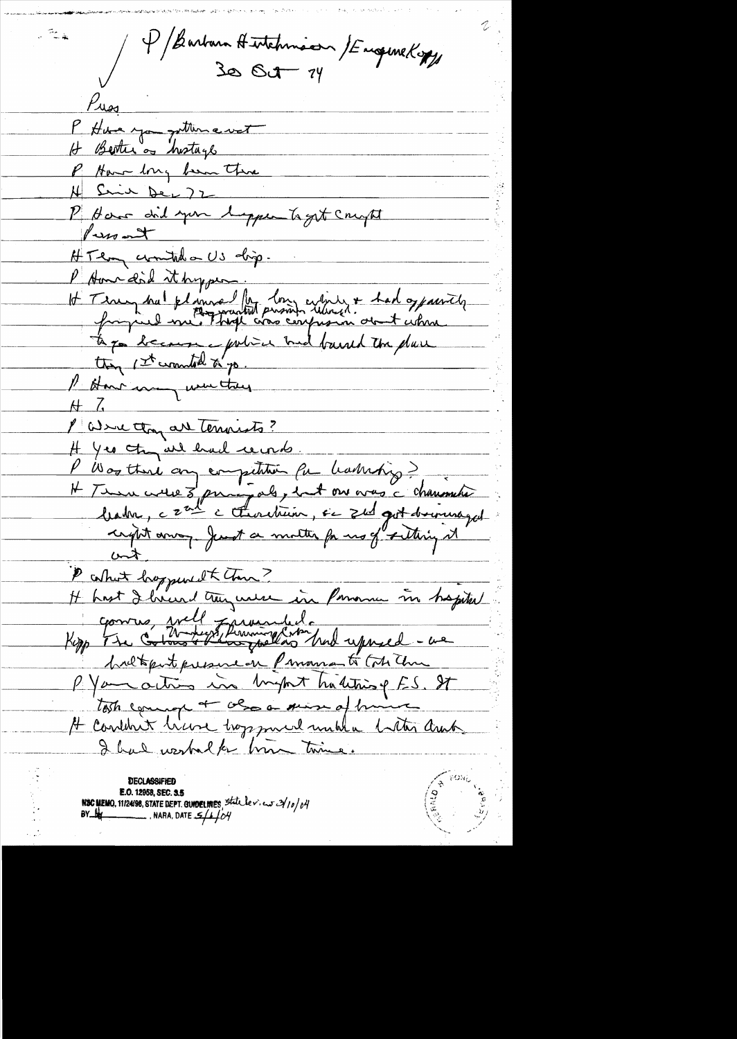P/Barbara Hutchinson/Eugene Kopp
30 Oct 74

Press

P Have you gotten a vet

H Better as hostage

P How long been there

H Since Dec 72

P How did you happen to get caught

Present

H Terry wanted a US diplo.

P How did it happen.

H Terry had planned for long while & had apparently prepared me. They wanted prisoners released. There was confusion about where to go because police had barred the place they 1st wanted to go.

P How many were they

H 7.

P Were they all terrorists?

H Yes they all had records.

P Was there any competition for leadership?

H There were 3 principals, but one was a charismatic leader, a 2nd a theoretician, so 2nd got discouraged right away. Just a matter for us of sitting it out.

P What happened to them?

H Last I heard they were in Panama in hospital - gowns, well guarded.

Kopp The Cubans & Panamanians had refused - we had to put pressure on Panama to take them

P Your action in Uruguay had history of F.S. It took courage & also a sense of humor.

H Couldn't have happened unless letter which I had worked for him time.

DECLASSIFIED
E.O. 12958, SEC. 3.5
NSC MEMO, 11/24/98, STATE DEPT. GUIDELINES, State lev. 3/10/04
BY ___ , NARA, DATE 5/1/04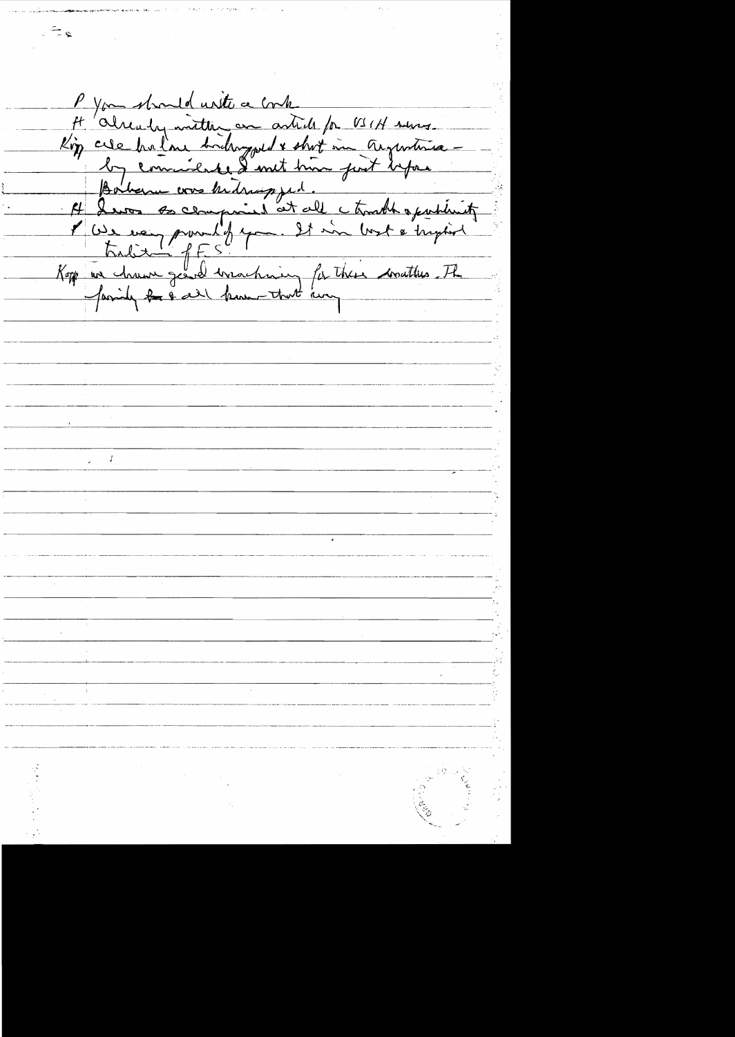P You should write a book.

H Already written an article for US/H news.

Kipp ~~case~~ he [?] was kidnapped & shot in Argentina — by coincidence I met him just before Barbara was kidnapped.

H I was so chagrined at all c[?] trouble & publicity

P We very proud of you. It is best & highest tradition of FS.

Kopp we have good machinery for these matters. The family has & all know that way